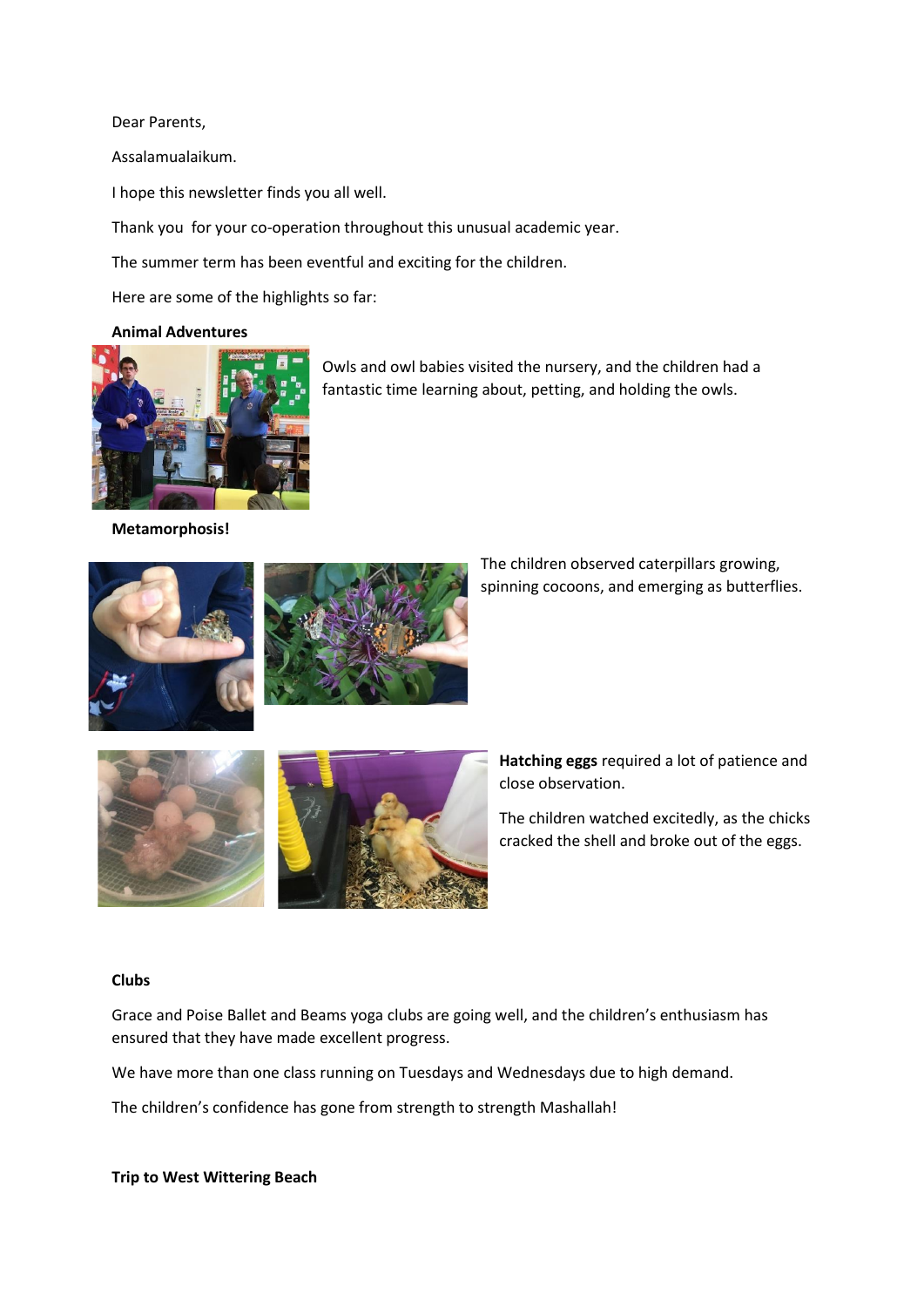Dear Parents,

Assalamualaikum.

I hope this newsletter finds you all well.

Thank you  for your co-operation throughout this unusual academic year.

The summer term has been eventful and exciting for the children.

Here are some of the highlights so far:

**Animal Adventures**

Owls and owl babies visited the nursery, and the children had a fantastic time learning about, petting, and holding the owls.

**Metamorphosis!**

The children observed caterpillars growing, spinning cocoons, and emerging as butterflies.

**Hatching eggs** required a lot of patience and close observation.

The children watched excitedly, as the chicks cracked the shell and broke out of the eggs.

**Clubs**

Grace and Poise Ballet and Beams yoga clubs are going well, and the children's enthusiasm has ensured that they have made excellent progress.

We have more than one class running on Tuesdays and Wednesdays due to high demand.

The children's confidence has gone from strength to strength Mashallah!

**Trip to West Wittering Beach**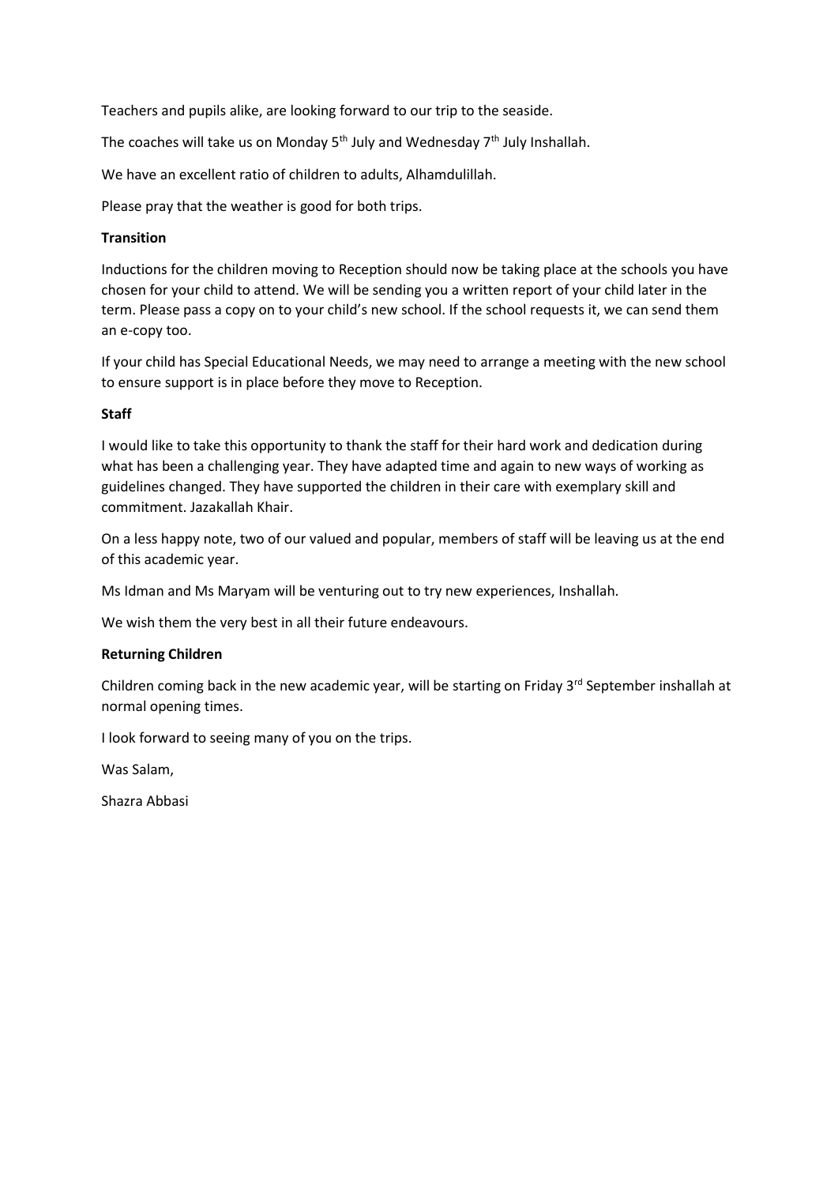Teachers and pupils alike, are looking forward to our trip to the seaside.

The coaches will take us on Monday 5th July and Wednesday 7th July Inshallah.

We have an excellent ratio of children to adults, Alhamdulillah.

Please pray that the weather is good for both trips.

**Transition**

Inductions for the children moving to Reception should now be taking place at the schools you have chosen for your child to attend. We will be sending you a written report of your child later in the term. Please pass a copy on to your child's new school. If the school requests it, we can send them an e-copy too.

If your child has Special Educational Needs, we may need to arrange a meeting with the new school to ensure support is in place before they move to Reception.

**Staff**

I would like to take this opportunity to thank the staff for their hard work and dedication during what has been a challenging year. They have adapted time and again to new ways of working as guidelines changed. They have supported the children in their care with exemplary skill and commitment. Jazakallah Khair.

On a less happy note, two of our valued and popular, members of staff will be leaving us at the end of this academic year.

Ms Idman and Ms Maryam will be venturing out to try new experiences, Inshallah.

We wish them the very best in all their future endeavours.

**Returning Children**

Children coming back in the new academic year, will be starting on Friday 3rd September inshallah at normal opening times.

I look forward to seeing many of you on the trips.

Was Salam,

Shazra Abbasi